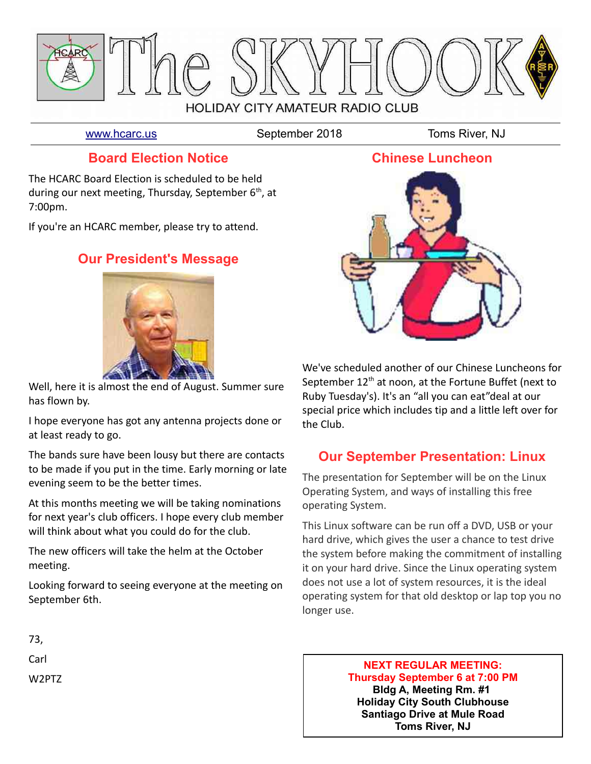# The SKYHOOK

HOLIDAY CITY AMATEUR RADIO CLUB

www.hcarc.us | September 2018 | Toms River, NJ

## Board Election Notice

The HCARC Board Election is scheduled to be held during our next meeting, Thursday, September 6th, at 7:00pm.

If you're an HCARC member, please try to attend.

## Our President's Message

Well, here it is almost the end of August. Summer sure has flown by.

I hope everyone has got any antenna projects done or at least ready to go.

The bands sure have been lousy but there are contacts to be made if you put in the time. Early morning or late evening seem to be the better times.

At this months meeting we will be taking nominations for next year's club officers. I hope every club member will think about what you could do for the club.

The new officers will take the helm at the October meeting.

Looking forward to seeing everyone at the meeting on September 6th.

73,

Carl

W2PTZ

## Chinese Luncheon

We've scheduled another of our Chinese Luncheons for September 12th at noon, at the Fortune Buffet (next to Ruby Tuesday's). It's an "all you can eat"deal at our special price which includes tip and a little left over for the Club.

## Our September Presentation: Linux

The presentation for September will be on the Linux Operating System, and ways of installing this free operating System.

This Linux software can be run off a DVD, USB or your hard drive, which gives the user a chance to test drive the system before making the commitment of installing it on your hard drive. Since the Linux operating system does not use a lot of system resources, it is the ideal operating system for that old desktop or lap top you no longer use.

**NEXT REGULAR MEETING:**
**Thursday September 6 at 7:00 PM**
**Bldg A, Meeting Rm. #1**
**Holiday City South Clubhouse**
**Santiago Drive at Mule Road**
**Toms River, NJ**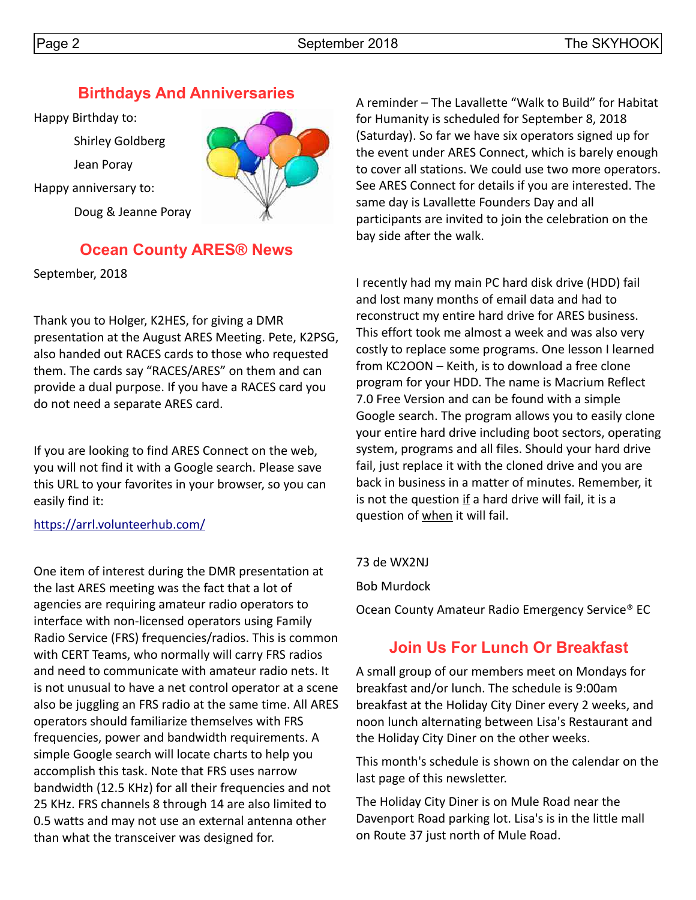## Birthdays And Anniversaries

Happy Birthday to:

Shirley Goldberg

Jean Poray

Happy anniversary to:

Doug & Jeanne Poray

## Ocean County ARES® News

September, 2018

Thank you to Holger, K2HES, for giving a DMR presentation at the August ARES Meeting. Pete, K2PSG, also handed out RACES cards to those who requested them. The cards say "RACES/ARES" on them and can provide a dual purpose. If you have a RACES card you do not need a separate ARES card.

If you are looking to find ARES Connect on the web, you will not find it with a Google search. Please save this URL to your favorites in your browser, so you can easily find it:

https://arrl.volunteerhub.com/

One item of interest during the DMR presentation at the last ARES meeting was the fact that a lot of agencies are requiring amateur radio operators to interface with non-licensed operators using Family Radio Service (FRS) frequencies/radios. This is common with CERT Teams, who normally will carry FRS radios and need to communicate with amateur radio nets. It is not unusual to have a net control operator at a scene also be juggling an FRS radio at the same time. All ARES operators should familiarize themselves with FRS frequencies, power and bandwidth requirements. A simple Google search will locate charts to help you accomplish this task. Note that FRS uses narrow bandwidth (12.5 KHz) for all their frequencies and not 25 KHz. FRS channels 8 through 14 are also limited to 0.5 watts and may not use an external antenna other than what the transceiver was designed for.

A reminder – The Lavallette "Walk to Build" for Habitat for Humanity is scheduled for September 8, 2018 (Saturday). So far we have six operators signed up for the event under ARES Connect, which is barely enough to cover all stations. We could use two more operators. See ARES Connect for details if you are interested. The same day is Lavallette Founders Day and all participants are invited to join the celebration on the bay side after the walk.

I recently had my main PC hard disk drive (HDD) fail and lost many months of email data and had to reconstruct my entire hard drive for ARES business. This effort took me almost a week and was also very costly to replace some programs. One lesson I learned from KC2OON – Keith, is to download a free clone program for your HDD. The name is Macrium Reflect 7.0 Free Version and can be found with a simple Google search. The program allows you to easily clone your entire hard drive including boot sectors, operating system, programs and all files. Should your hard drive fail, just replace it with the cloned drive and you are back in business in a matter of minutes. Remember, it is not the question <u>if</u> a hard drive will fail, it is a question of <u>when</u> it will fail.

73 de WX2NJ

Bob Murdock

Ocean County Amateur Radio Emergency Service® EC

## Join Us For Lunch Or Breakfast

A small group of our members meet on Mondays for breakfast and/or lunch. The schedule is 9:00am breakfast at the Holiday City Diner every 2 weeks, and noon lunch alternating between Lisa's Restaurant and the Holiday City Diner on the other weeks.

This month's schedule is shown on the calendar on the last page of this newsletter.

The Holiday City Diner is on Mule Road near the Davenport Road parking lot. Lisa's is in the little mall on Route 37 just north of Mule Road.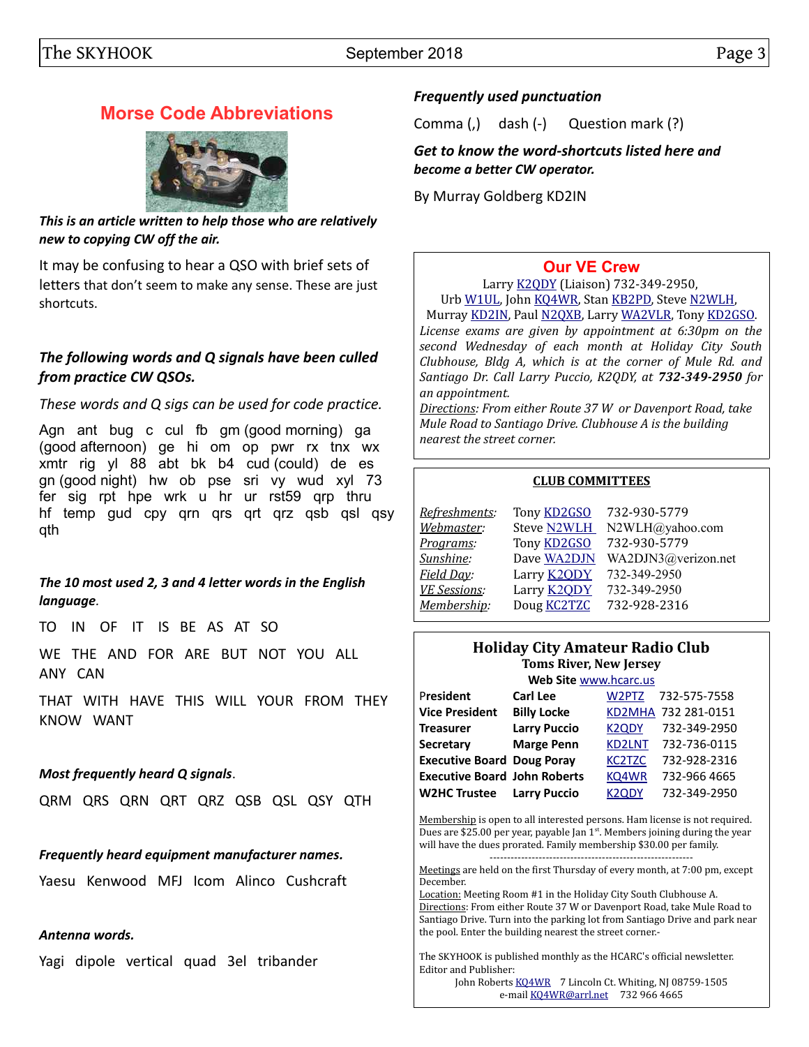## Morse Code Abbreviations

***This is an article written to help those who are relatively new to copying CW off the air.***

It may be confusing to hear a QSO with brief sets of letters that don't seem to make any sense. These are just shortcuts.

***The following words and Q signals have been culled from practice CW QSOs.***

*These words and Q sigs can be used for code practice.*

Agn ant bug c cul fb gm (good morning) ga (good afternoon) ge hi om op pwr rx tnx wx xmtr rig yl 88 abt bk b4 cud (could) de es gn (good night) hw ob pse sri vy wud xyl 73 fer sig rpt hpe wrk u hr ur rst59 qrp thru hf temp gud cpy qrn qrs qrt qrz qsb qsl qsy qth

***The 10 most used 2, 3 and 4 letter words in the English language.***

TO IN OF IT IS BE AS AT SO

WE THE AND FOR ARE BUT NOT YOU ALL ANY CAN

THAT WITH HAVE THIS WILL YOUR FROM THEY KNOW WANT

***Most frequently heard Q signals.***

QRM QRS QRN QRT QRZ QSB QSL QSY QTH

***Frequently heard equipment manufacturer names.***

Yaesu Kenwood MFJ Icom Alinco Cushcraft

***Antenna words.***

Yagi dipole vertical quad 3el tribander

***Frequently used punctuation***

Comma (,) dash (-) Question mark (?)

***Get to know the word-shortcuts listed here and become a better CW operator.***

By Murray Goldberg KD2IN

## Our VE Crew

Larry K2QDY (Liaison) 732-349-2950,
Urb W1UL, John KQ4WR, Stan KB2PD, Steve N2WLH, Murray KD2IN, Paul N2QXB, Larry WA2VLR, Tony KD2GSO.

*License exams are given by appointment at 6:30pm on the second Wednesday of each month at Holiday City South Clubhouse, Bldg A, which is at the corner of Mule Rd. and Santiago Dr. Call Larry Puccio, K2QDY, at **732-349-2950** for an appointment.*

*Directions: From either Route 37 W or Davenport Road, take Mule Road to Santiago Drive. Clubhouse A is the building nearest the street corner.*

## CLUB COMMITTEES

| | | |
|---|---|---|
| *Refreshments:* | Tony KD2GSO | 732-930-5779 |
| *Webmaster:* | Steve N2WLH | N2WLH@yahoo.com |
| *Programs:* | Tony KD2GSO | 732-930-5779 |
| *Sunshine:* | Dave WA2DJN | WA2DJN3@verizon.net |
| *Field Day:* | Larry K2QDY | 732-349-2950 |
| *VE Sessions:* | Larry K2QDY | 732-349-2950 |
| *Membership:* | Doug KC2TZC | 732-928-2316 |

## Holiday City Amateur Radio Club

**Toms River, New Jersey**

**Web Site** www.hcarc.us

| | | | |
|---|---|---|---|
| **President** | **Carl Lee** | W2PTZ | 732-575-7558 |
| **Vice President** | **Billy Locke** | KD2MHA | 732 281-0151 |
| **Treasurer** | **Larry Puccio** | K2QDY | 732-349-2950 |
| **Secretary** | **Marge Penn** | KD2LNT | 732-736-0115 |
| **Executive Board** | **Doug Poray** | KC2TZC | 732-928-2316 |
| **Executive Board** | **John Roberts** | KQ4WR | 732-966 4665 |
| **W2HC Trustee** | **Larry Puccio** | K2QDY | 732-349-2950 |

Membership is open to all interested persons. Ham license is not required. Dues are $25.00 per year, payable Jan 1st. Members joining during the year will have the dues prorated. Family membership $30.00 per family.

---

Meetings are held on the first Thursday of every month, at 7:00 pm, except December.
Location: Meeting Room #1 in the Holiday City South Clubhouse A.
Directions: From either Route 37 W or Davenport Road, take Mule Road to Santiago Drive. Turn into the parking lot from Santiago Drive and park near the pool. Enter the building nearest the street corner.-

The SKYHOOK is published monthly as the HCARC's official newsletter.
Editor and Publisher:
John Roberts KQ4WR 7 Lincoln Ct. Whiting, NJ 08759-1505
e-mail KQ4WR@arrl.net 732 966 4665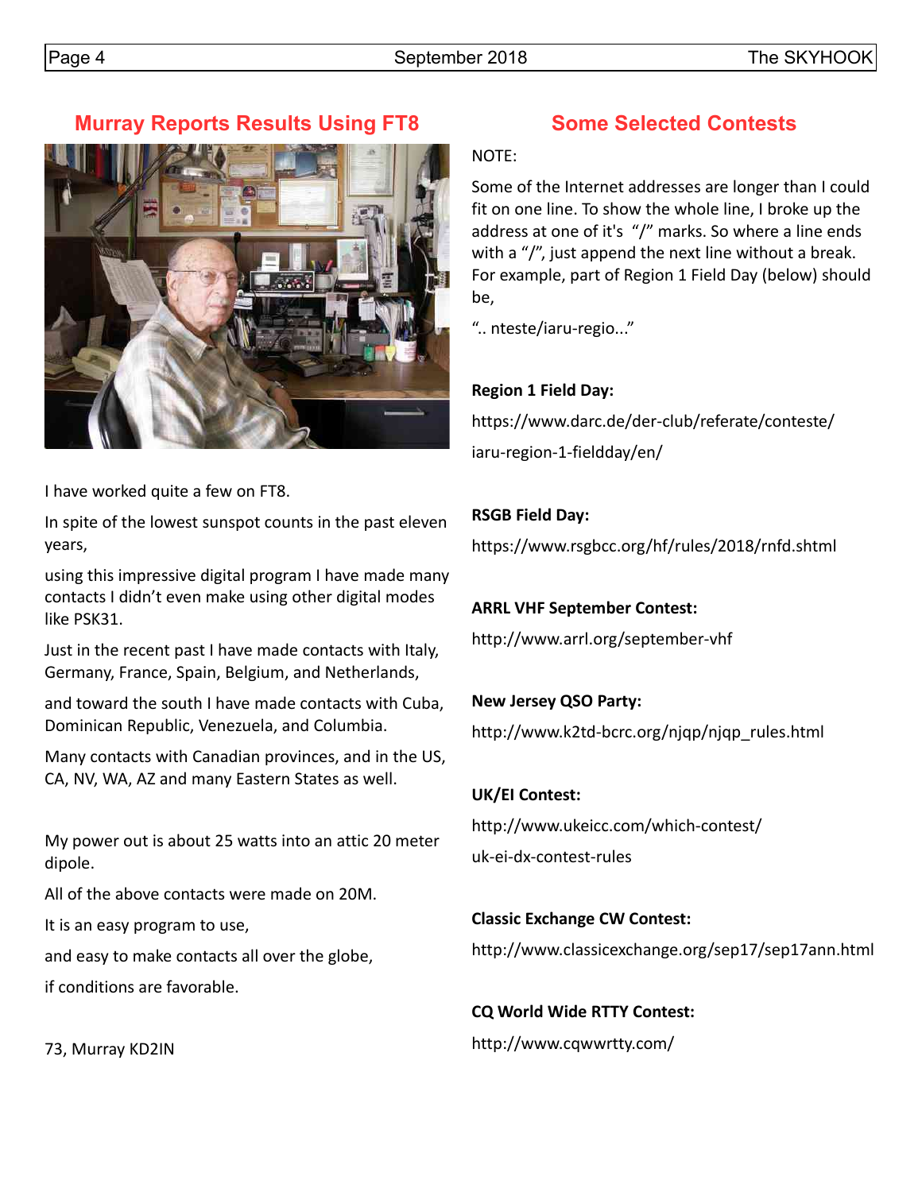## Murray Reports Results Using FT8

I have worked quite a few on FT8.

In spite of the lowest sunspot counts in the past eleven years,

using this impressive digital program I have made many contacts I didn't even make using other digital modes like PSK31.

Just in the recent past I have made contacts with Italy, Germany, France, Spain, Belgium, and Netherlands,

and toward the south I have made contacts with Cuba, Dominican Republic, Venezuela, and Columbia.

Many contacts with Canadian provinces, and in the US, CA, NV, WA, AZ and many Eastern States as well.

My power out is about 25 watts into an attic 20 meter dipole.

All of the above contacts were made on 20M.

It is an easy program to use,

and easy to make contacts all over the globe,

if conditions are favorable.

73, Murray KD2IN

## Some Selected Contests

NOTE:

Some of the Internet addresses are longer than I could fit on one line. To show the whole line, I broke up the address at one of it's "/" marks. So where a line ends with a "/", just append the next line without a break. For example, part of Region 1 Field Day (below) should be,

".. nteste/iaru-regio..."

**Region 1 Field Day:**

https://www.darc.de/der-club/referate/conteste/
iaru-region-1-fieldday/en/

**RSGB Field Day:**

https://www.rsgbcc.org/hf/rules/2018/rnfd.shtml

**ARRL VHF September Contest:**

http://www.arrl.org/september-vhf

**New Jersey QSO Party:**

http://www.k2td-bcrc.org/njqp/njqp_rules.html

**UK/EI Contest:**

http://www.ukeicc.com/which-contest/
uk-ei-dx-contest-rules

**Classic Exchange CW Contest:**

http://www.classicexchange.org/sep17/sep17ann.html

**CQ World Wide RTTY Contest:**

http://www.cqwwrtty.com/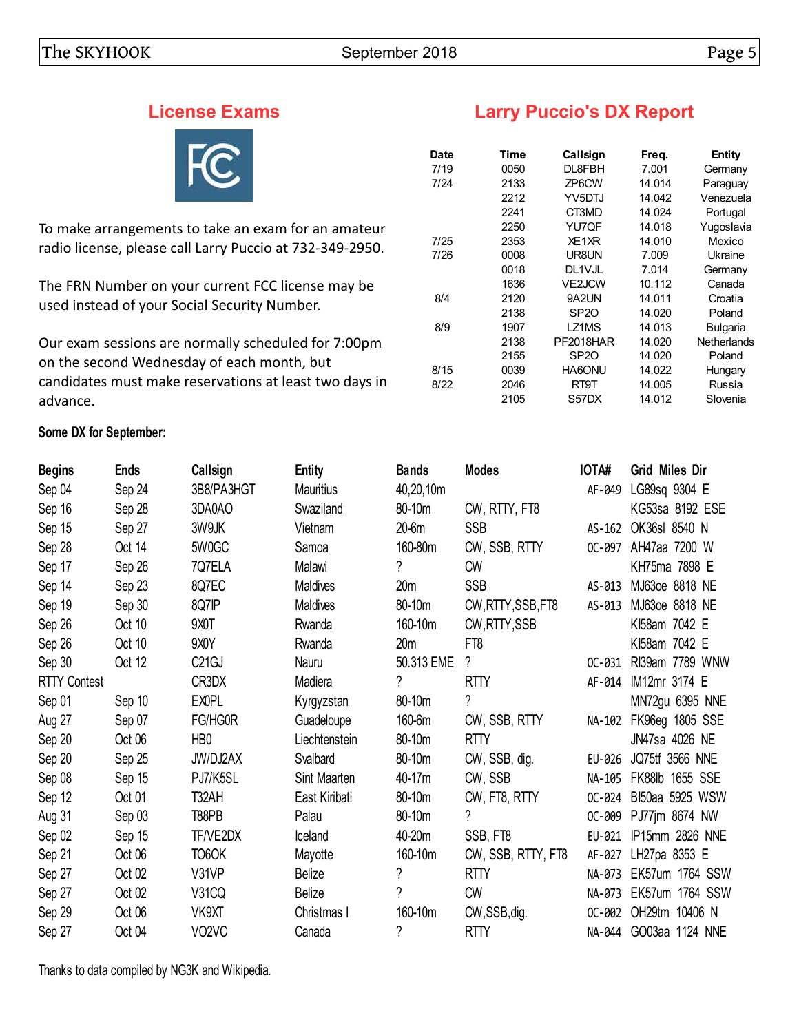## License Exams

To make arrangements to take an exam for an amateur radio license, please call Larry Puccio at 732-349-2950.

The FRN Number on your current FCC license may be used instead of your Social Security Number.

Our exam sessions are normally scheduled for 7:00pm on the second Wednesday of each month, but candidates must make reservations at least two days in advance.

## Larry Puccio's DX Report

| Date | Time | Callsign | Freq. | Entity |
|---|---|---|---|---|
| 7/19 | 0050 | DL8FBH | 7.001 | Germany |
| 7/24 | 2133 | ZP6CW | 14.014 | Paraguay |
| | 2212 | YV5DTJ | 14.042 | Venezuela |
| | 2241 | CT3MD | 14.024 | Portugal |
| | 2250 | YU7QF | 14.018 | Yugoslavia |
| 7/25 | 2353 | XE1XR | 14.010 | Mexico |
| 7/26 | 0008 | UR8UN | 7.009 | Ukraine |
| | 0018 | DL1VJL | 7.014 | Germany |
| | 1636 | VE2JCW | 10.112 | Canada |
| 8/4 | 2120 | 9A2UN | 14.011 | Croatia |
| | 2138 | SP2O | 14.020 | Poland |
| 8/9 | 1907 | LZ1MS | 14.013 | Bulgaria |
| | 2138 | PF2018HAR | 14.020 | Netherlands |
| | 2155 | SP2O | 14.020 | Poland |
| 8/15 | 0039 | HA6ONU | 14.022 | Hungary |
| 8/22 | 2046 | RT9T | 14.005 | Russia |
| | 2105 | S57DX | 14.012 | Slovenia |

**Some DX for September:**

| Begins | Ends | Callsign | Entity | Bands | Modes | IOTA# | Grid | Miles | Dir |
|---|---|---|---|---|---|---|---|---|---|
| Sep 04 | Sep 24 | 3B8/PA3HGT | Mauritius | 40,20,10m | | AF-049 | LG89sq | 9304 | E |
| Sep 16 | Sep 28 | 3DA0AO | Swaziland | 80-10m | CW, RTTY, FT8 | | KG53sa | 8192 | ESE |
| Sep 15 | Sep 27 | 3W9JK | Vietnam | 20-6m | SSB | AS-162 | OK36sl | 8540 | N |
| Sep 28 | Oct 14 | 5W0GC | Samoa | 160-80m | CW, SSB, RTTY | OC-097 | AH47aa | 7200 | W |
| Sep 17 | Sep 26 | 7Q7ELA | Malawi | ? | CW | | KH75ma | 7898 | E |
| Sep 14 | Sep 23 | 8Q7EC | Maldives | 20m | SSB | AS-013 | MJ63oe | 8818 | NE |
| Sep 19 | Sep 30 | 8Q7IP | Maldives | 80-10m | CW,RTTY,SSB,FT8 | AS-013 | MJ63oe | 8818 | NE |
| Sep 26 | Oct 10 | 9X0T | Rwanda | 160-10m | CW,RTTY,SSB | | KI58am | 7042 | E |
| Sep 26 | Oct 10 | 9X0Y | Rwanda | 20m | FT8 | | KI58am | 7042 | E |
| Sep 30 | Oct 12 | C21GJ | Nauru | 50.313 EME | ? | OC-031 | RI39am | 7789 | WNW |
| RTTY Contest | | CR3DX | Madiera | ? | RTTY | AF-014 | IM12mr | 3174 | E |
| Sep 01 | Sep 10 | EX0PL | Kyrgyzstan | 80-10m | ? | | MN72gu | 6395 | NNE |
| Aug 27 | Sep 07 | FG/HG0R | Guadeloupe | 160-6m | CW, SSB, RTTY | NA-102 | FK96eg | 1805 | SSE |
| Sep 20 | Oct 06 | HB0 | Liechtenstein | 80-10m | RTTY | | JN47sa | 4026 | NE |
| Sep 20 | Sep 25 | JW/DJ2AX | Svalbard | 80-10m | CW, SSB, dig. | EU-026 | JQ75tf | 3566 | NNE |
| Sep 08 | Sep 15 | PJ7/K5SL | Sint Maarten | 40-17m | CW, SSB | NA-105 | FK88lb | 1655 | SSE |
| Sep 12 | Oct 01 | T32AH | East Kiribati | 80-10m | CW, FT8, RTTY | OC-024 | BI50aa | 5925 | WSW |
| Aug 31 | Sep 03 | T88PB | Palau | 80-10m | ? | OC-009 | PJ77jm | 8674 | NW |
| Sep 02 | Sep 15 | TF/VE2DX | Iceland | 40-20m | SSB, FT8 | EU-021 | IP15mm | 2826 | NNE |
| Sep 21 | Oct 06 | TO6OK | Mayotte | 160-10m | CW, SSB, RTTY, FT8 | AF-027 | LH27pa | 8353 | E |
| Sep 27 | Oct 02 | V31VP | Belize | ? | RTTY | NA-073 | EK57um | 1764 | SSW |
| Sep 27 | Oct 02 | V31CQ | Belize | ? | CW | NA-073 | EK57um | 1764 | SSW |
| Sep 29 | Oct 06 | VK9XT | Christmas I | 160-10m | CW,SSB,dig. | OC-002 | OH29tm | 10406 | N |
| Sep 27 | Oct 04 | VO2VC | Canada | ? | RTTY | NA-044 | GO03aa | 1124 | NNE |

Thanks to data compiled by NG3K and Wikipedia.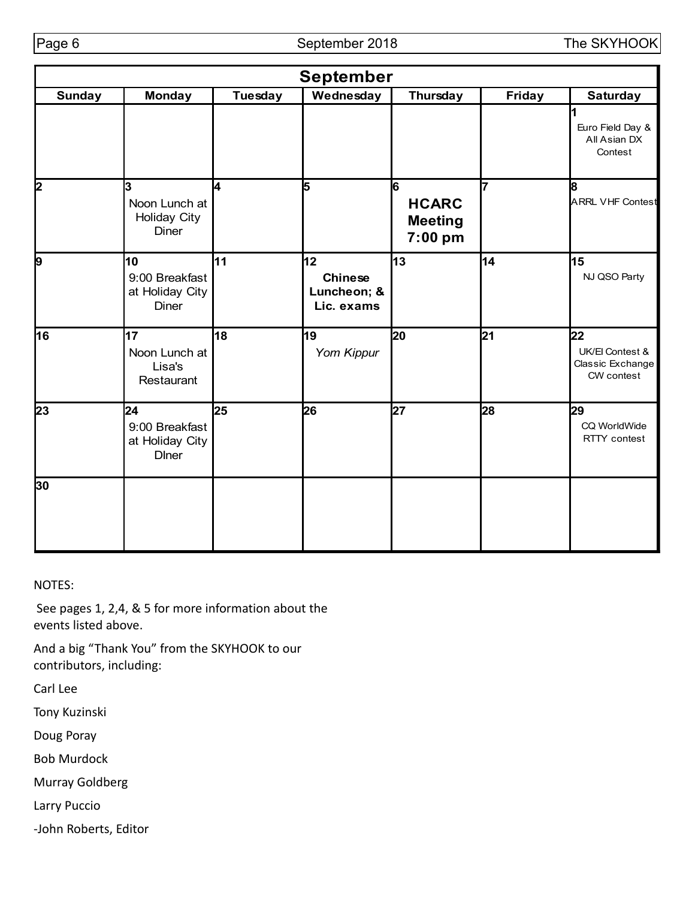| September | | | | | | |
|---|---|---|---|---|---|---|
| **Sunday** | **Monday** | **Tuesday** | **Wednesday** | **Thursday** | **Friday** | **Saturday** |
| | | | | | | 1 Euro Field Day & All Asian DX Contest |
| 2 | 3 Noon Lunch at Holiday City Diner | 4 | 5 | 6 **HCARC Meeting 7:00 pm** | 7 | 8 ARRL VHF Contest |
| 9 | 10 9:00 Breakfast at Holiday City Diner | 11 | 12 **Chinese Luncheon; & Lic. exams** | 13 | 14 | 15 NJ QSO Party |
| 16 | 17 Noon Lunch at Lisa's Restaurant | 18 | 19 *Yom Kippur* | 20 | 21 | 22 UK/EI Contest & Classic Exchange CW contest |
| 23 | 24 9:00 Breakfast at Holiday City DIner | 25 | 26 | 27 | 28 | 29 CQ WorldWide RTTY contest |
| 30 | | | | | | |

NOTES:

See pages 1, 2,4, & 5 for more information about the events listed above.

And a big "Thank You" from the SKYHOOK to our contributors, including:

Carl Lee

Tony Kuzinski

Doug Poray

Bob Murdock

Murray Goldberg

Larry Puccio

-John Roberts, Editor